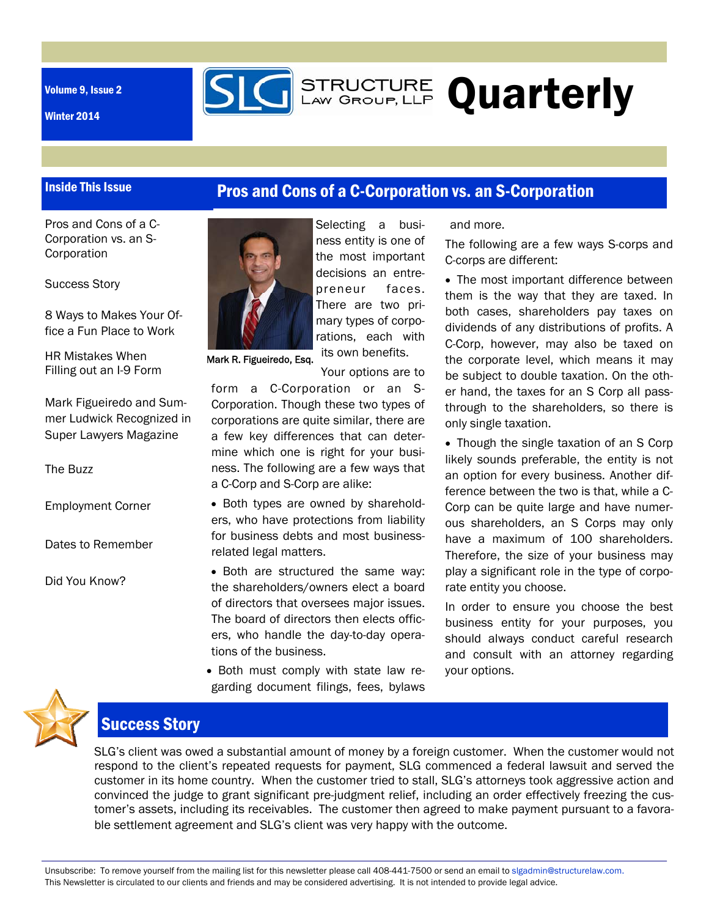Volume 9, Issue 2

Winter 2014

# SLG Structure Law Group, LLP Quarterly

## Inside This Issue

- Pros and Cons of a C-Corporation vs. an S-Corporation
- Success Story
- 8 Ways to Makes Your Office a Fun Place to Work
- HR Mistakes When Filling out an I-9 Form
- Mark Figueiredo and Summer Ludwick Recognized in Super Lawyers Magazine
- The Buzz
- Employment Corner
- Dates to Remember
- Did You Know?

## Pros and Cons of a C-Corporation vs. an S-Corporation

Mark R. Figueiredo, Esq.

Selecting a business entity is one of the most important decisions an entrepreneur faces. There are two primary types of corporations, each with its own benefits.

Your options are to form a C-Corporation or an S-Corporation. Though these two types of corporations are quite similar, there are a few key differences that can determine which one is right for your business. The following are a few ways that a C-Corp and S-Corp are alike:

- Both types are owned by shareholders, who have protections from liability for business debts and most business-related legal matters.
- Both are structured the same way: the shareholders/owners elect a board of directors that oversees major issues. The board of directors then elects officers, who handle the day-to-day operations of the business.
- Both must comply with state law regarding document filings, fees, bylaws and more.

The following are a few ways S-corps and C-corps are different:

- The most important difference between them is the way that they are taxed. In both cases, shareholders pay taxes on dividends of any distributions of profits. A C-Corp, however, may also be taxed on the corporate level, which means it may be subject to double taxation. On the other hand, the taxes for an S Corp all pass-through to the shareholders, so there is only single taxation.
- Though the single taxation of an S Corp likely sounds preferable, the entity is not an option for every business. Another difference between the two is that, while a C-Corp can be quite large and have numerous shareholders, an S Corps may only have a maximum of 100 shareholders. Therefore, the size of your business may play a significant role in the type of corporate entity you choose.

In order to ensure you choose the best business entity for your purposes, you should always conduct careful research and consult with an attorney regarding your options.

## Success Story

SLG's client was owed a substantial amount of money by a foreign customer. When the customer would not respond to the client's repeated requests for payment, SLG commenced a federal lawsuit and served the customer in its home country. When the customer tried to stall, SLG's attorneys took aggressive action and convinced the judge to grant significant pre-judgment relief, including an order effectively freezing the customer's assets, including its receivables. The customer then agreed to make payment pursuant to a favorable settlement agreement and SLG's client was very happy with the outcome.

Unsubscribe: To remove yourself from the mailing list for this newsletter please call 408-441-7500 or send an email to slgadmin@structurelaw.com.
This Newsletter is circulated to our clients and friends and may be considered advertising. It is not intended to provide legal advice.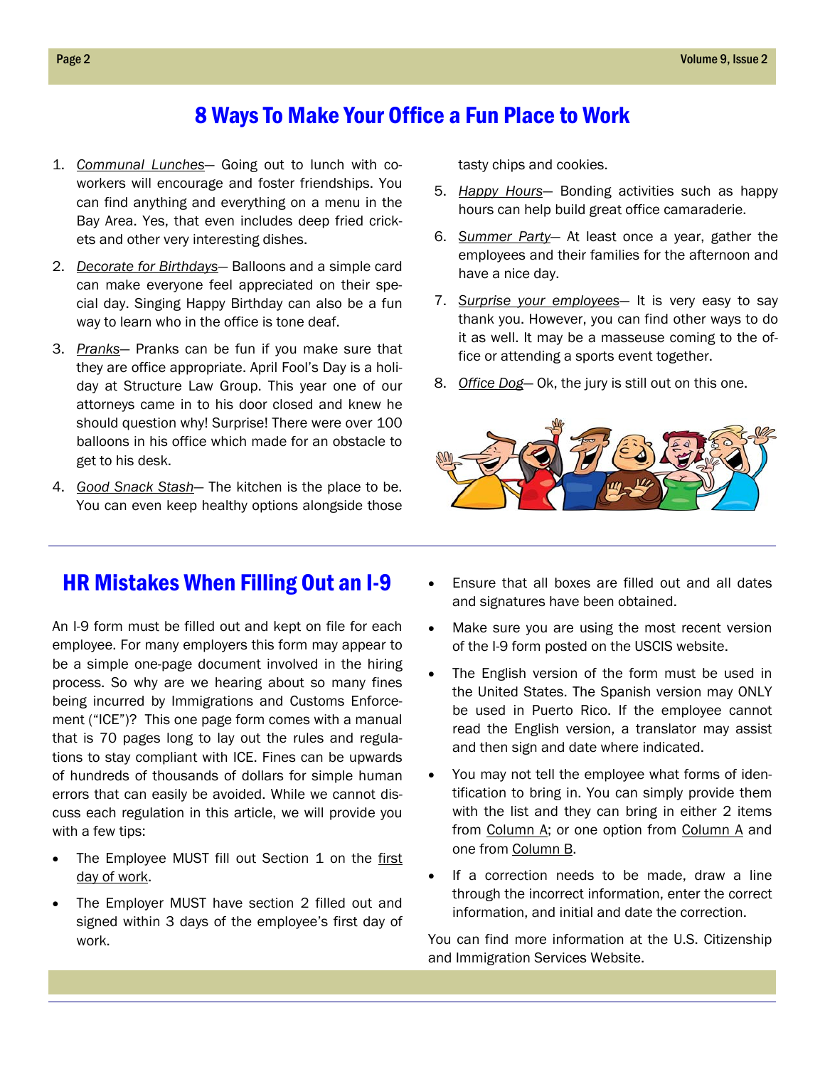## 8 Ways To Make Your Office a Fun Place to Work

1. *Communal Lunches*— Going out to lunch with co-workers will encourage and foster friendships. You can find anything and everything on a menu in the Bay Area. Yes, that even includes deep fried crickets and other very interesting dishes.
2. *Decorate for Birthdays*— Balloons and a simple card can make everyone feel appreciated on their special day. Singing Happy Birthday can also be a fun way to learn who in the office is tone deaf.
3. *Pranks*— Pranks can be fun if you make sure that they are office appropriate. April Fool's Day is a holiday at Structure Law Group. This year one of our attorneys came in to his door closed and knew he should question why! Surprise! There were over 100 balloons in his office which made for an obstacle to get to his desk.
4. *Good Snack Stash*— The kitchen is the place to be. You can even keep healthy options alongside those tasty chips and cookies.
5. *Happy Hours*— Bonding activities such as happy hours can help build great office camaraderie.
6. *Summer Party*— At least once a year, gather the employees and their families for the afternoon and have a nice day.
7. *Surprise your employees*— It is very easy to say thank you. However, you can find other ways to do it as well. It may be a masseuse coming to the office or attending a sports event together.
8. *Office Dog*— Ok, the jury is still out on this one.

## HR Mistakes When Filling Out an I-9

An I-9 form must be filled out and kept on file for each employee. For many employers this form may appear to be a simple one-page document involved in the hiring process. So why are we hearing about so many fines being incurred by Immigrations and Customs Enforcement ("ICE")? This one page form comes with a manual that is 70 pages long to lay out the rules and regulations to stay compliant with ICE. Fines can be upwards of hundreds of thousands of dollars for simple human errors that can easily be avoided. While we cannot discuss each regulation in this article, we will provide you with a few tips:

- The Employee MUST fill out Section 1 on the first day of work.
- The Employer MUST have section 2 filled out and signed within 3 days of the employee's first day of work.
- Ensure that all boxes are filled out and all dates and signatures have been obtained.
- Make sure you are using the most recent version of the I-9 form posted on the USCIS website.
- The English version of the form must be used in the United States. The Spanish version may ONLY be used in Puerto Rico. If the employee cannot read the English version, a translator may assist and then sign and date where indicated.
- You may not tell the employee what forms of identification to bring in. You can simply provide them with the list and they can bring in either 2 items from Column A; or one option from Column A and one from Column B.
- If a correction needs to be made, draw a line through the incorrect information, enter the correct information, and initial and date the correction.

You can find more information at the U.S. Citizenship and Immigration Services Website.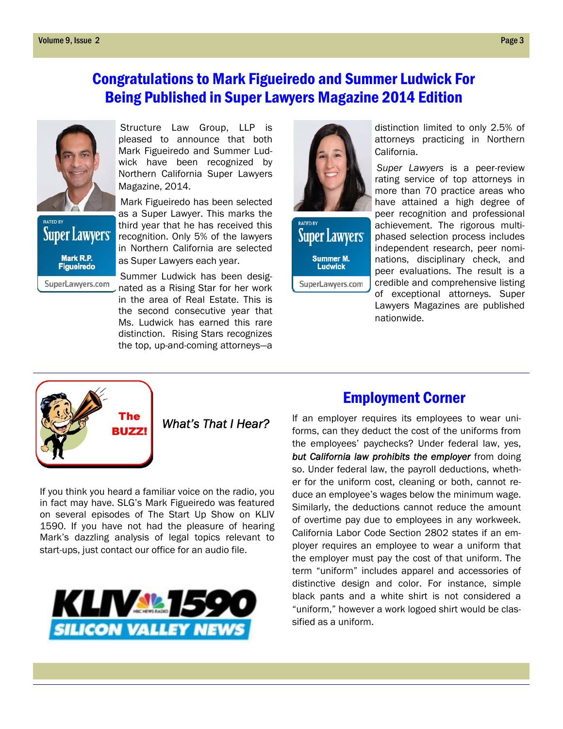## Congratulations to Mark Figueiredo and Summer Ludwick For Being Published in Super Lawyers Magazine 2014 Edition

Structure Law Group, LLP is pleased to announce that both Mark Figueiredo and Summer Ludwick have been recognized by Northern California Super Lawyers Magazine, 2014.

Mark Figueiredo has been selected as a Super Lawyer. This marks the third year that he has received this recognition. Only 5% of the lawyers in Northern California are selected as Super Lawyers each year.

Summer Ludwick has been designated as a Rising Star for her work in the area of Real Estate. This is the second consecutive year that Ms. Ludwick has earned this rare distinction. Rising Stars recognizes the top, up-and-coming attorneys—a distinction limited to only 2.5% of attorneys practicing in Northern California.

*Super Lawyers* is a peer-review rating service of top attorneys in more than 70 practice areas who have attained a high degree of peer recognition and professional achievement. The rigorous multi-phased selection process includes independent research, peer nominations, disciplinary check, and peer evaluations. The result is a credible and comprehensive listing of exceptional attorneys. Super Lawyers Magazines are published nationwide.

---

**The BUZZ!**

*What's That I Hear?*

If you think you heard a familiar voice on the radio, you in fact may have. SLG's Mark Figueiredo was featured on several episodes of The Start Up Show on KLIV 1590. If you have not had the pleasure of hearing Mark's dazzling analysis of legal topics relevant to start-ups, just contact our office for an audio file.

## Employment Corner

If an employer requires its employees to wear uniforms, can they deduct the cost of the uniforms from the employees' paychecks? Under federal law, yes, ***but California law prohibits the employer*** from doing so. Under federal law, the payroll deductions, whether for the uniform cost, cleaning or both, cannot reduce an employee's wages below the minimum wage. Similarly, the deductions cannot reduce the amount of overtime pay due to employees in any workweek. California Labor Code Section 2802 states if an employer requires an employee to wear a uniform that the employer must pay the cost of that uniform. The term "uniform" includes apparel and accessories of distinctive design and color. For instance, simple black pants and a white shirt is not considered a "uniform," however a work logoed shirt would be classified as a uniform.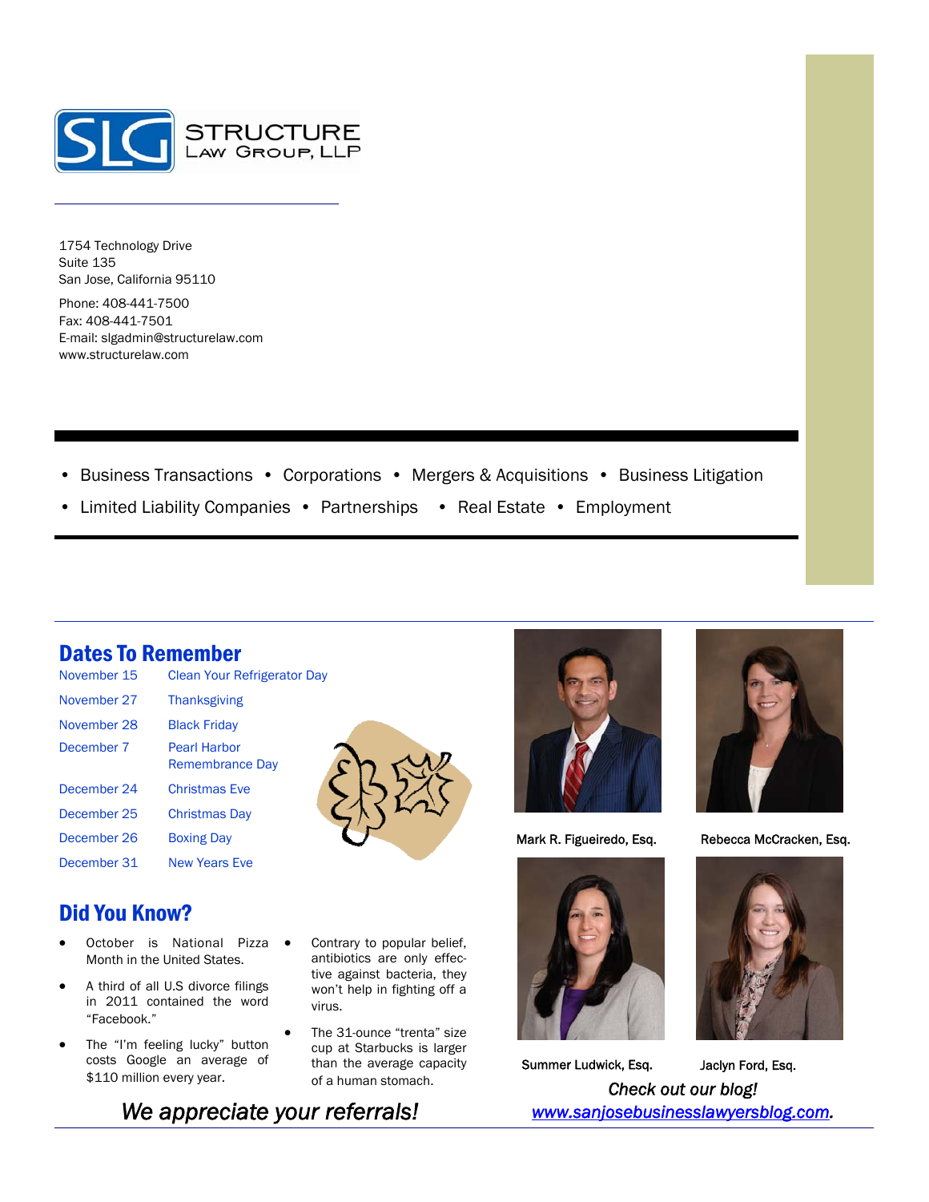STRUCTURE
LAW GROUP, LLP

1754 Technology Drive
Suite 135
San Jose, California 95110

Phone: 408-441-7500
Fax: 408-441-7501
E-mail: slgadmin@structurelaw.com
www.structurelaw.com

- Business Transactions • Corporations • Mergers & Acquisitions • Business Litigation
- Limited Liability Companies • Partnerships • Real Estate • Employment

## Dates To Remember

| | |
|---|---|
| November 15 | Clean Your Refrigerator Day |
| November 27 | Thanksgiving |
| November 28 | Black Friday |
| December 7 | Pearl Harbor Remembrance Day |
| December 24 | Christmas Eve |
| December 25 | Christmas Day |
| December 26 | Boxing Day |
| December 31 | New Years Eve |

## Did You Know?

- October is National Pizza Month in the United States.
- A third of all U.S divorce filings in 2011 contained the word "Facebook."
- The "I'm feeling lucky" button costs Google an average of $110 million every year.
- Contrary to popular belief, antibiotics are only effective against bacteria, they won't help in fighting off a virus.
- The 31-ounce "trenta" size cup at Starbucks is larger than the average capacity of a human stomach.

Mark R. Figueiredo, Esq.

Rebecca McCracken, Esq.

Summer Ludwick, Esq.

Jaclyn Ford, Esq.

*We appreciate your referrals!*

*Check out our blog!*
*www.sanjosebusinesslawyersblog.com.*